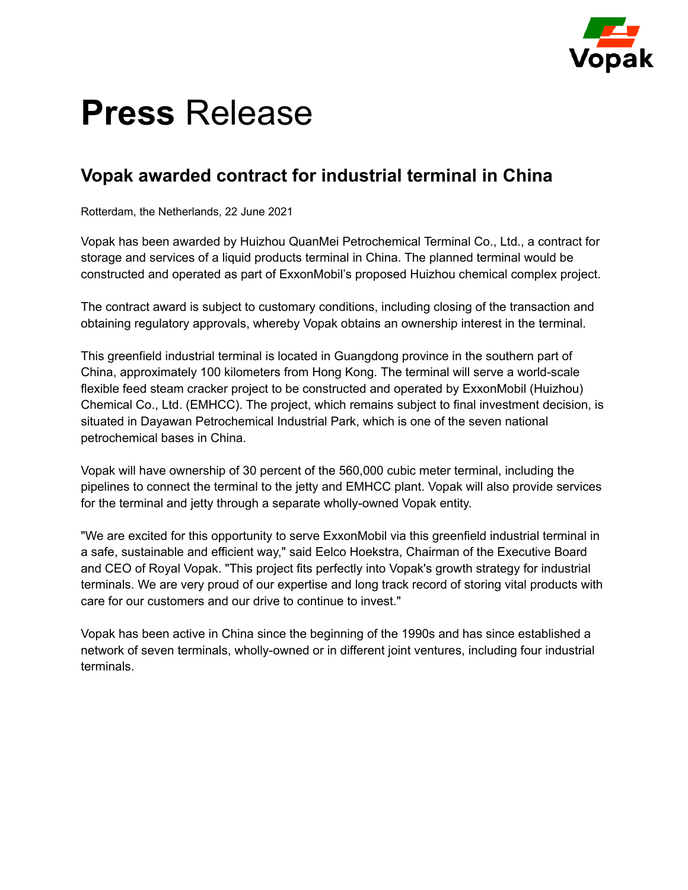# **Press** Release

## Vopak awarded contract for industrial terminal in China

Rotterdam, the Netherlands, 22 June 2021

Vopak has been awarded by Huizhou QuanMei Petrochemical Terminal Co., Ltd., a contract for storage and services of a liquid products terminal in China. The planned terminal would be constructed and operated as part of ExxonMobil's proposed Huizhou chemical complex project.

The contract award is subject to customary conditions, including closing of the transaction and obtaining regulatory approvals, whereby Vopak obtains an ownership interest in the terminal.

This greenfield industrial terminal is located in Guangdong province in the southern part of China, approximately 100 kilometers from Hong Kong. The terminal will serve a world-scale flexible feed steam cracker project to be constructed and operated by ExxonMobil (Huizhou) Chemical Co., Ltd. (EMHCC). The project, which remains subject to final investment decision, is situated in Dayawan Petrochemical Industrial Park, which is one of the seven national petrochemical bases in China.

Vopak will have ownership of 30 percent of the 560,000 cubic meter terminal, including the pipelines to connect the terminal to the jetty and EMHCC plant. Vopak will also provide services for the terminal and jetty through a separate wholly-owned Vopak entity.

"We are excited for this opportunity to serve ExxonMobil via this greenfield industrial terminal in a safe, sustainable and efficient way," said Eelco Hoekstra, Chairman of the Executive Board and CEO of Royal Vopak. "This project fits perfectly into Vopak's growth strategy for industrial terminals. We are very proud of our expertise and long track record of storing vital products with care for our customers and our drive to continue to invest."

Vopak has been active in China since the beginning of the 1990s and has since established a network of seven terminals, wholly-owned or in different joint ventures, including four industrial terminals.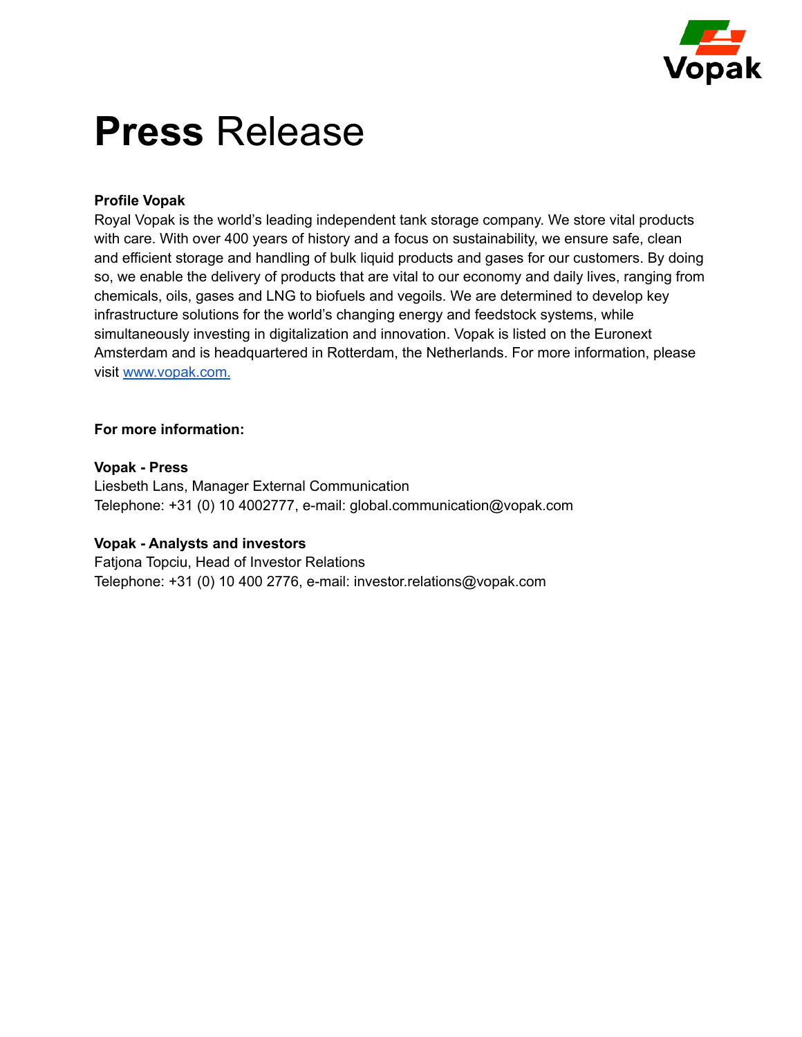# **Press** Release

**Profile Vopak**

Royal Vopak is the world's leading independent tank storage company. We store vital products with care. With over 400 years of history and a focus on sustainability, we ensure safe, clean and efficient storage and handling of bulk liquid products and gases for our customers. By doing so, we enable the delivery of products that are vital to our economy and daily lives, ranging from chemicals, oils, gases and LNG to biofuels and vegoils. We are determined to develop key infrastructure solutions for the world's changing energy and feedstock systems, while simultaneously investing in digitalization and innovation. Vopak is listed on the Euronext Amsterdam and is headquartered in Rotterdam, the Netherlands. For more information, please visit [www.vopak.com.](http://www.vopak.com)

**For more information:**

**Vopak - Press**
Liesbeth Lans, Manager External Communication
Telephone: +31 (0) 10 4002777, e-mail: global.communication@vopak.com

**Vopak - Analysts and investors**
Fatjona Topciu, Head of Investor Relations
Telephone: +31 (0) 10 400 2776, e-mail: investor.relations@vopak.com